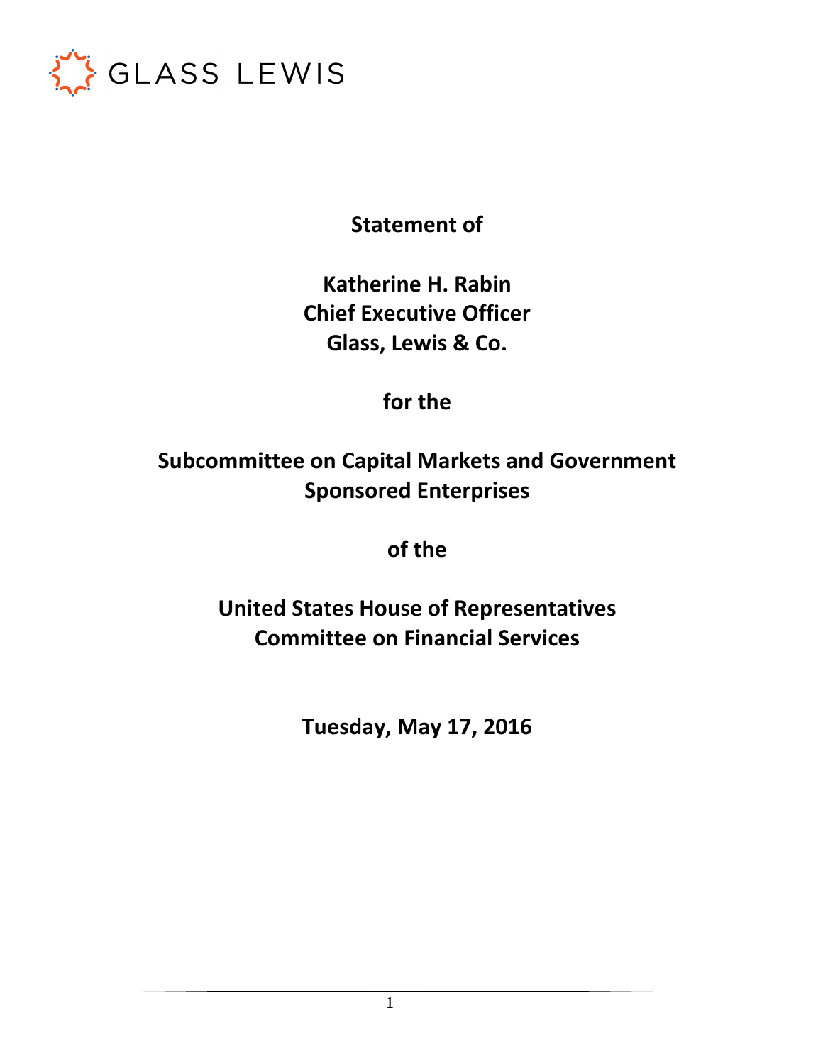GLASS LEWIS

**Statement of**

**Katherine H. Rabin**
**Chief Executive Officer**
**Glass, Lewis & Co.**

**for the**

**Subcommittee on Capital Markets and Government Sponsored Enterprises**

**of the**

**United States House of Representatives Committee on Financial Services**

**Tuesday, May 17, 2016**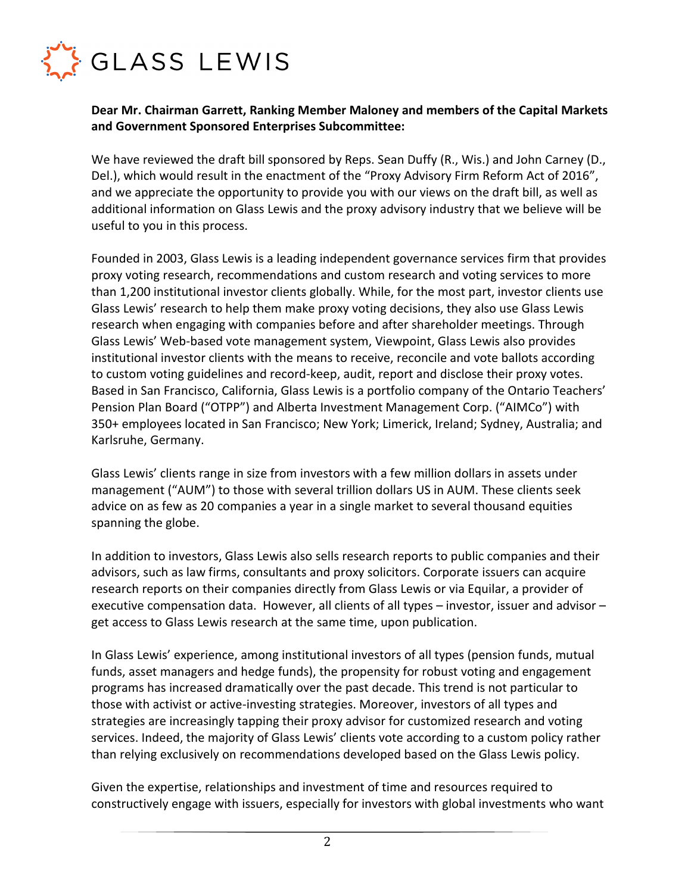**Dear Mr. Chairman Garrett, Ranking Member Maloney and members of the Capital Markets and Government Sponsored Enterprises Subcommittee:**

We have reviewed the draft bill sponsored by Reps. Sean Duffy (R., Wis.) and John Carney (D., Del.), which would result in the enactment of the "Proxy Advisory Firm Reform Act of 2016", and we appreciate the opportunity to provide you with our views on the draft bill, as well as additional information on Glass Lewis and the proxy advisory industry that we believe will be useful to you in this process.

Founded in 2003, Glass Lewis is a leading independent governance services firm that provides proxy voting research, recommendations and custom research and voting services to more than 1,200 institutional investor clients globally. While, for the most part, investor clients use Glass Lewis' research to help them make proxy voting decisions, they also use Glass Lewis research when engaging with companies before and after shareholder meetings. Through Glass Lewis' Web-based vote management system, Viewpoint, Glass Lewis also provides institutional investor clients with the means to receive, reconcile and vote ballots according to custom voting guidelines and record-keep, audit, report and disclose their proxy votes. Based in San Francisco, California, Glass Lewis is a portfolio company of the Ontario Teachers' Pension Plan Board ("OTPP") and Alberta Investment Management Corp. ("AIMCo") with 350+ employees located in San Francisco; New York; Limerick, Ireland; Sydney, Australia; and Karlsruhe, Germany.

Glass Lewis' clients range in size from investors with a few million dollars in assets under management ("AUM") to those with several trillion dollars US in AUM. These clients seek advice on as few as 20 companies a year in a single market to several thousand equities spanning the globe.

In addition to investors, Glass Lewis also sells research reports to public companies and their advisors, such as law firms, consultants and proxy solicitors. Corporate issuers can acquire research reports on their companies directly from Glass Lewis or via Equilar, a provider of executive compensation data. However, all clients of all types – investor, issuer and advisor – get access to Glass Lewis research at the same time, upon publication.

In Glass Lewis' experience, among institutional investors of all types (pension funds, mutual funds, asset managers and hedge funds), the propensity for robust voting and engagement programs has increased dramatically over the past decade. This trend is not particular to those with activist or active-investing strategies. Moreover, investors of all types and strategies are increasingly tapping their proxy advisor for customized research and voting services. Indeed, the majority of Glass Lewis' clients vote according to a custom policy rather than relying exclusively on recommendations developed based on the Glass Lewis policy.

Given the expertise, relationships and investment of time and resources required to constructively engage with issuers, especially for investors with global investments who want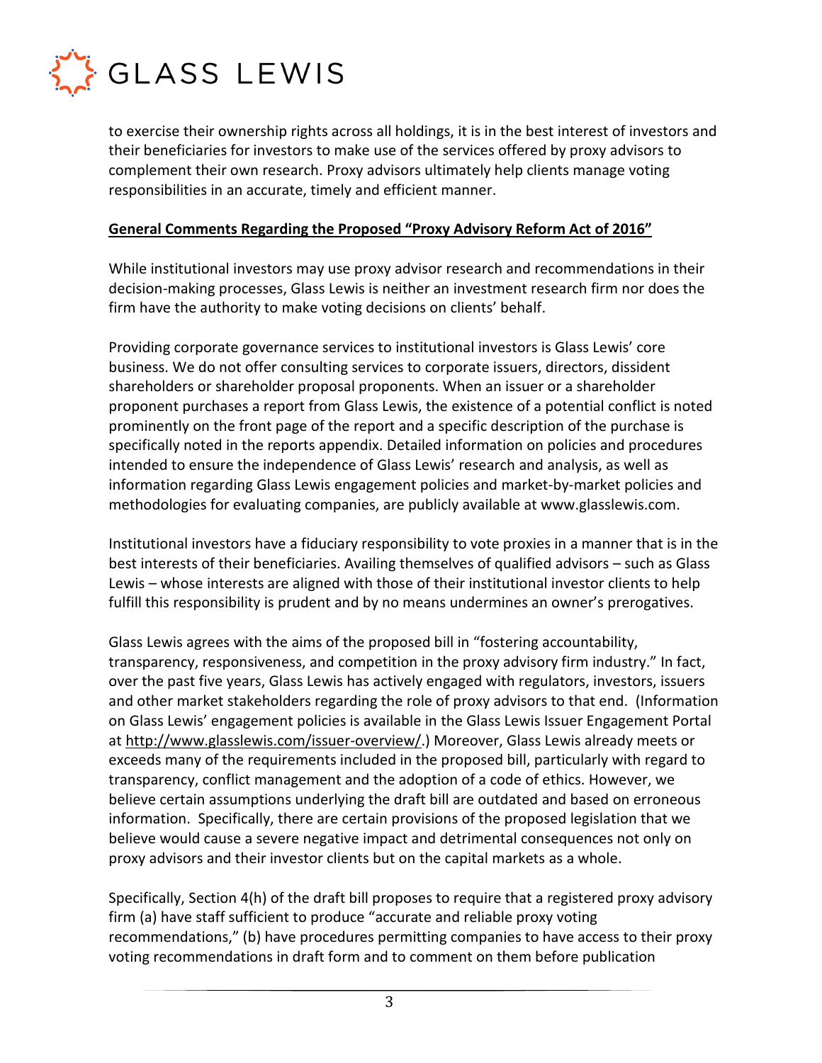to exercise their ownership rights across all holdings, it is in the best interest of investors and their beneficiaries for investors to make use of the services offered by proxy advisors to complement their own research. Proxy advisors ultimately help clients manage voting responsibilities in an accurate, timely and efficient manner.

**General Comments Regarding the Proposed "Proxy Advisory Reform Act of 2016"**

While institutional investors may use proxy advisor research and recommendations in their decision-making processes, Glass Lewis is neither an investment research firm nor does the firm have the authority to make voting decisions on clients' behalf.

Providing corporate governance services to institutional investors is Glass Lewis' core business. We do not offer consulting services to corporate issuers, directors, dissident shareholders or shareholder proposal proponents. When an issuer or a shareholder proponent purchases a report from Glass Lewis, the existence of a potential conflict is noted prominently on the front page of the report and a specific description of the purchase is specifically noted in the reports appendix. Detailed information on policies and procedures intended to ensure the independence of Glass Lewis' research and analysis, as well as information regarding Glass Lewis engagement policies and market-by-market policies and methodologies for evaluating companies, are publicly available at www.glasslewis.com.

Institutional investors have a fiduciary responsibility to vote proxies in a manner that is in the best interests of their beneficiaries. Availing themselves of qualified advisors – such as Glass Lewis – whose interests are aligned with those of their institutional investor clients to help fulfill this responsibility is prudent and by no means undermines an owner's prerogatives.

Glass Lewis agrees with the aims of the proposed bill in "fostering accountability, transparency, responsiveness, and competition in the proxy advisory firm industry." In fact, over the past five years, Glass Lewis has actively engaged with regulators, investors, issuers and other market stakeholders regarding the role of proxy advisors to that end. (Information on Glass Lewis' engagement policies is available in the Glass Lewis Issuer Engagement Portal at http://www.glasslewis.com/issuer-overview/.) Moreover, Glass Lewis already meets or exceeds many of the requirements included in the proposed bill, particularly with regard to transparency, conflict management and the adoption of a code of ethics. However, we believe certain assumptions underlying the draft bill are outdated and based on erroneous information. Specifically, there are certain provisions of the proposed legislation that we believe would cause a severe negative impact and detrimental consequences not only on proxy advisors and their investor clients but on the capital markets as a whole.

Specifically, Section 4(h) of the draft bill proposes to require that a registered proxy advisory firm (a) have staff sufficient to produce "accurate and reliable proxy voting recommendations," (b) have procedures permitting companies to have access to their proxy voting recommendations in draft form and to comment on them before publication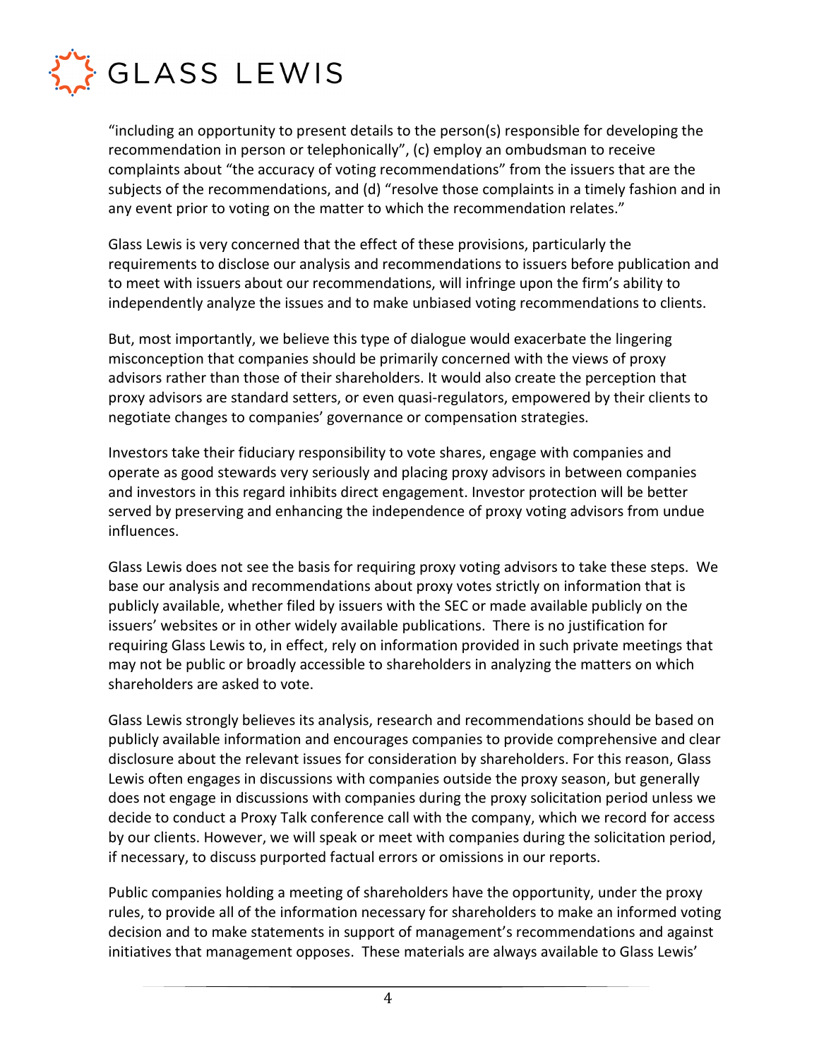"including an opportunity to present details to the person(s) responsible for developing the recommendation in person or telephonically", (c) employ an ombudsman to receive complaints about "the accuracy of voting recommendations" from the issuers that are the subjects of the recommendations, and (d) "resolve those complaints in a timely fashion and in any event prior to voting on the matter to which the recommendation relates."

Glass Lewis is very concerned that the effect of these provisions, particularly the requirements to disclose our analysis and recommendations to issuers before publication and to meet with issuers about our recommendations, will infringe upon the firm's ability to independently analyze the issues and to make unbiased voting recommendations to clients.

But, most importantly, we believe this type of dialogue would exacerbate the lingering misconception that companies should be primarily concerned with the views of proxy advisors rather than those of their shareholders. It would also create the perception that proxy advisors are standard setters, or even quasi-regulators, empowered by their clients to negotiate changes to companies' governance or compensation strategies.

Investors take their fiduciary responsibility to vote shares, engage with companies and operate as good stewards very seriously and placing proxy advisors in between companies and investors in this regard inhibits direct engagement. Investor protection will be better served by preserving and enhancing the independence of proxy voting advisors from undue influences.

Glass Lewis does not see the basis for requiring proxy voting advisors to take these steps. We base our analysis and recommendations about proxy votes strictly on information that is publicly available, whether filed by issuers with the SEC or made available publicly on the issuers' websites or in other widely available publications. There is no justification for requiring Glass Lewis to, in effect, rely on information provided in such private meetings that may not be public or broadly accessible to shareholders in analyzing the matters on which shareholders are asked to vote.

Glass Lewis strongly believes its analysis, research and recommendations should be based on publicly available information and encourages companies to provide comprehensive and clear disclosure about the relevant issues for consideration by shareholders. For this reason, Glass Lewis often engages in discussions with companies outside the proxy season, but generally does not engage in discussions with companies during the proxy solicitation period unless we decide to conduct a Proxy Talk conference call with the company, which we record for access by our clients. However, we will speak or meet with companies during the solicitation period, if necessary, to discuss purported factual errors or omissions in our reports.

Public companies holding a meeting of shareholders have the opportunity, under the proxy rules, to provide all of the information necessary for shareholders to make an informed voting decision and to make statements in support of management's recommendations and against initiatives that management opposes. These materials are always available to Glass Lewis'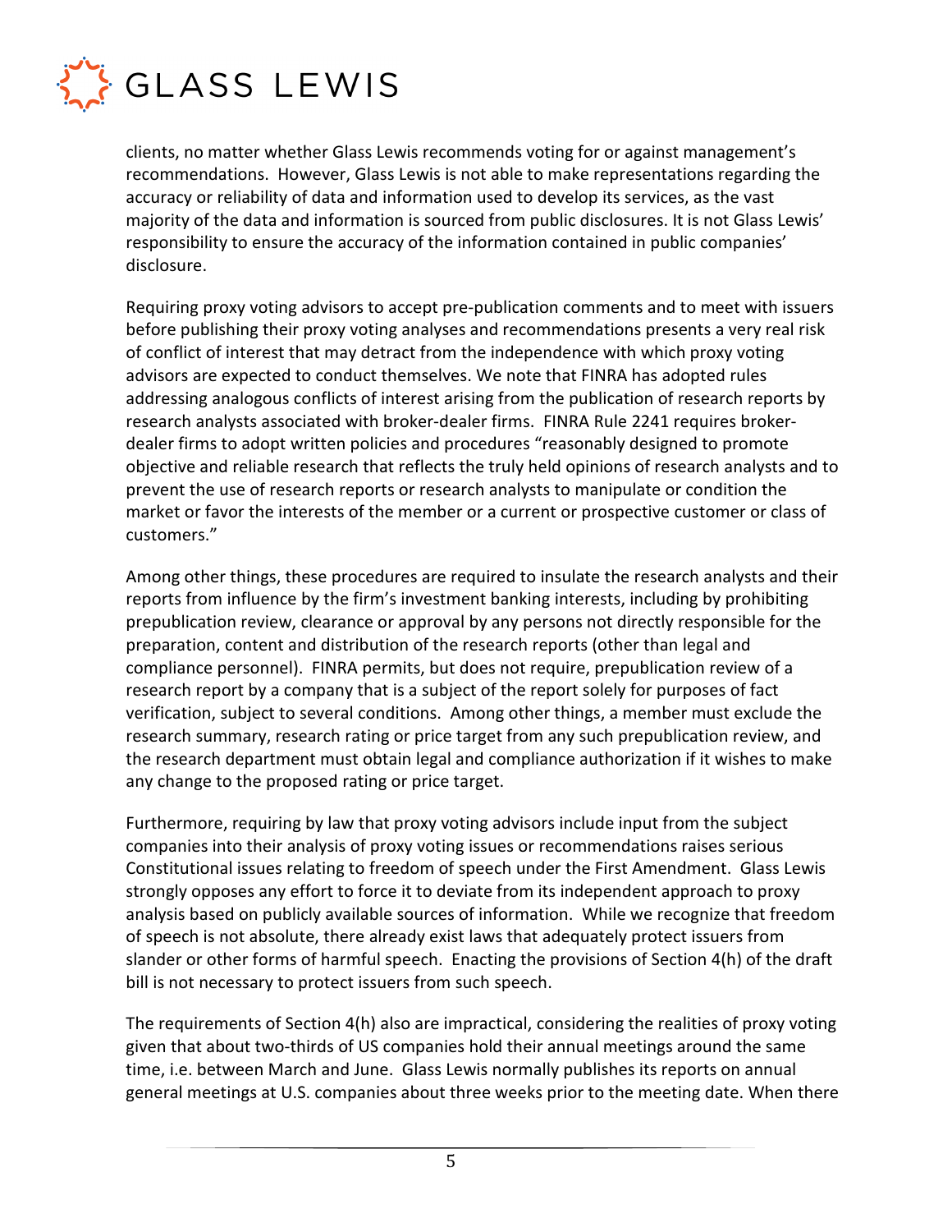clients, no matter whether Glass Lewis recommends voting for or against management's recommendations. However, Glass Lewis is not able to make representations regarding the accuracy or reliability of data and information used to develop its services, as the vast majority of the data and information is sourced from public disclosures. It is not Glass Lewis' responsibility to ensure the accuracy of the information contained in public companies' disclosure.

Requiring proxy voting advisors to accept pre-publication comments and to meet with issuers before publishing their proxy voting analyses and recommendations presents a very real risk of conflict of interest that may detract from the independence with which proxy voting advisors are expected to conduct themselves. We note that FINRA has adopted rules addressing analogous conflicts of interest arising from the publication of research reports by research analysts associated with broker-dealer firms. FINRA Rule 2241 requires broker-dealer firms to adopt written policies and procedures "reasonably designed to promote objective and reliable research that reflects the truly held opinions of research analysts and to prevent the use of research reports or research analysts to manipulate or condition the market or favor the interests of the member or a current or prospective customer or class of customers."

Among other things, these procedures are required to insulate the research analysts and their reports from influence by the firm's investment banking interests, including by prohibiting prepublication review, clearance or approval by any persons not directly responsible for the preparation, content and distribution of the research reports (other than legal and compliance personnel). FINRA permits, but does not require, prepublication review of a research report by a company that is a subject of the report solely for purposes of fact verification, subject to several conditions. Among other things, a member must exclude the research summary, research rating or price target from any such prepublication review, and the research department must obtain legal and compliance authorization if it wishes to make any change to the proposed rating or price target.

Furthermore, requiring by law that proxy voting advisors include input from the subject companies into their analysis of proxy voting issues or recommendations raises serious Constitutional issues relating to freedom of speech under the First Amendment. Glass Lewis strongly opposes any effort to force it to deviate from its independent approach to proxy analysis based on publicly available sources of information. While we recognize that freedom of speech is not absolute, there already exist laws that adequately protect issuers from slander or other forms of harmful speech. Enacting the provisions of Section 4(h) of the draft bill is not necessary to protect issuers from such speech.

The requirements of Section 4(h) also are impractical, considering the realities of proxy voting given that about two-thirds of US companies hold their annual meetings around the same time, i.e. between March and June. Glass Lewis normally publishes its reports on annual general meetings at U.S. companies about three weeks prior to the meeting date. When there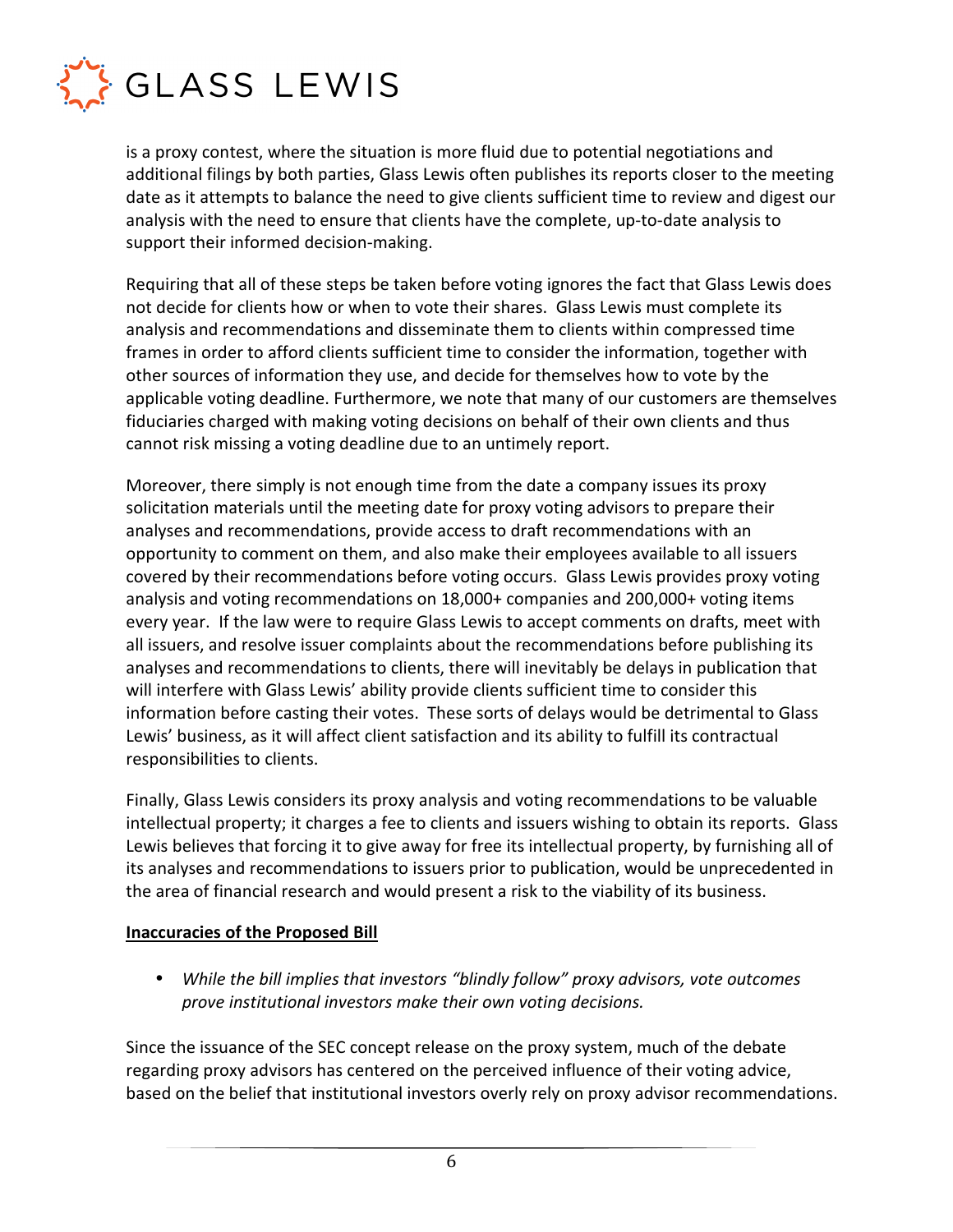is a proxy contest, where the situation is more fluid due to potential negotiations and additional filings by both parties, Glass Lewis often publishes its reports closer to the meeting date as it attempts to balance the need to give clients sufficient time to review and digest our analysis with the need to ensure that clients have the complete, up-to-date analysis to support their informed decision-making.

Requiring that all of these steps be taken before voting ignores the fact that Glass Lewis does not decide for clients how or when to vote their shares. Glass Lewis must complete its analysis and recommendations and disseminate them to clients within compressed time frames in order to afford clients sufficient time to consider the information, together with other sources of information they use, and decide for themselves how to vote by the applicable voting deadline. Furthermore, we note that many of our customers are themselves fiduciaries charged with making voting decisions on behalf of their own clients and thus cannot risk missing a voting deadline due to an untimely report.

Moreover, there simply is not enough time from the date a company issues its proxy solicitation materials until the meeting date for proxy voting advisors to prepare their analyses and recommendations, provide access to draft recommendations with an opportunity to comment on them, and also make their employees available to all issuers covered by their recommendations before voting occurs. Glass Lewis provides proxy voting analysis and voting recommendations on 18,000+ companies and 200,000+ voting items every year. If the law were to require Glass Lewis to accept comments on drafts, meet with all issuers, and resolve issuer complaints about the recommendations before publishing its analyses and recommendations to clients, there will inevitably be delays in publication that will interfere with Glass Lewis' ability provide clients sufficient time to consider this information before casting their votes. These sorts of delays would be detrimental to Glass Lewis' business, as it will affect client satisfaction and its ability to fulfill its contractual responsibilities to clients.

Finally, Glass Lewis considers its proxy analysis and voting recommendations to be valuable intellectual property; it charges a fee to clients and issuers wishing to obtain its reports. Glass Lewis believes that forcing it to give away for free its intellectual property, by furnishing all of its analyses and recommendations to issuers prior to publication, would be unprecedented in the area of financial research and would present a risk to the viability of its business.

**Inaccuracies of the Proposed Bill**

- *While the bill implies that investors "blindly follow" proxy advisors, vote outcomes prove institutional investors make their own voting decisions.*

Since the issuance of the SEC concept release on the proxy system, much of the debate regarding proxy advisors has centered on the perceived influence of their voting advice, based on the belief that institutional investors overly rely on proxy advisor recommendations.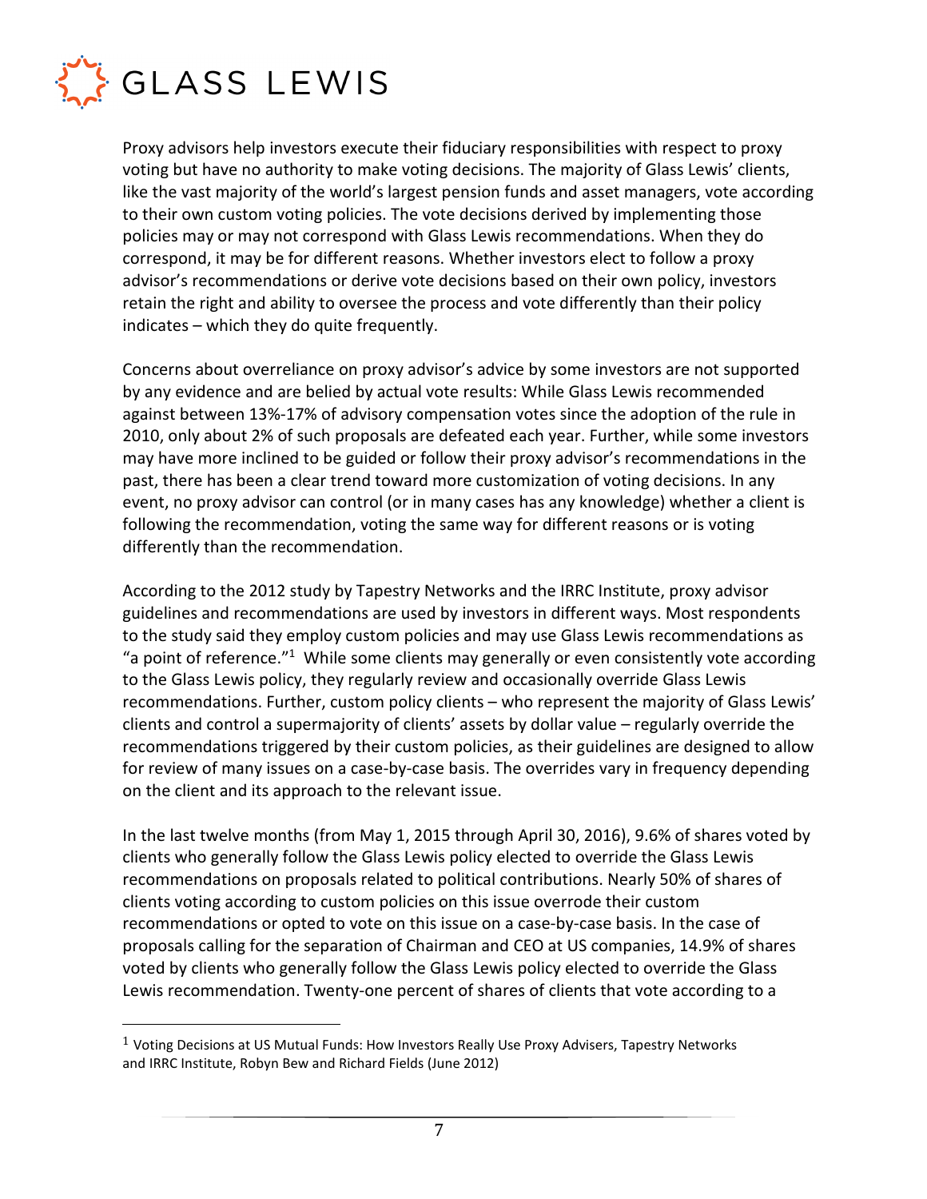Proxy advisors help investors execute their fiduciary responsibilities with respect to proxy voting but have no authority to make voting decisions. The majority of Glass Lewis' clients, like the vast majority of the world's largest pension funds and asset managers, vote according to their own custom voting policies. The vote decisions derived by implementing those policies may or may not correspond with Glass Lewis recommendations. When they do correspond, it may be for different reasons. Whether investors elect to follow a proxy advisor's recommendations or derive vote decisions based on their own policy, investors retain the right and ability to oversee the process and vote differently than their policy indicates – which they do quite frequently.

Concerns about overreliance on proxy advisor's advice by some investors are not supported by any evidence and are belied by actual vote results: While Glass Lewis recommended against between 13%-17% of advisory compensation votes since the adoption of the rule in 2010, only about 2% of such proposals are defeated each year. Further, while some investors may have more inclined to be guided or follow their proxy advisor's recommendations in the past, there has been a clear trend toward more customization of voting decisions. In any event, no proxy advisor can control (or in many cases has any knowledge) whether a client is following the recommendation, voting the same way for different reasons or is voting differently than the recommendation.

According to the 2012 study by Tapestry Networks and the IRRC Institute, proxy advisor guidelines and recommendations are used by investors in different ways. Most respondents to the study said they employ custom policies and may use Glass Lewis recommendations as "a point of reference."[1] While some clients may generally or even consistently vote according to the Glass Lewis policy, they regularly review and occasionally override Glass Lewis recommendations. Further, custom policy clients – who represent the majority of Glass Lewis' clients and control a supermajority of clients' assets by dollar value – regularly override the recommendations triggered by their custom policies, as their guidelines are designed to allow for review of many issues on a case-by-case basis. The overrides vary in frequency depending on the client and its approach to the relevant issue.

In the last twelve months (from May 1, 2015 through April 30, 2016), 9.6% of shares voted by clients who generally follow the Glass Lewis policy elected to override the Glass Lewis recommendations on proposals related to political contributions. Nearly 50% of shares of clients voting according to custom policies on this issue overrode their custom recommendations or opted to vote on this issue on a case-by-case basis. In the case of proposals calling for the separation of Chairman and CEO at US companies, 14.9% of shares voted by clients who generally follow the Glass Lewis policy elected to override the Glass Lewis recommendation. Twenty-one percent of shares of clients that vote according to a

[1] Voting Decisions at US Mutual Funds: How Investors Really Use Proxy Advisers, Tapestry Networks and IRRC Institute, Robyn Bew and Richard Fields (June 2012)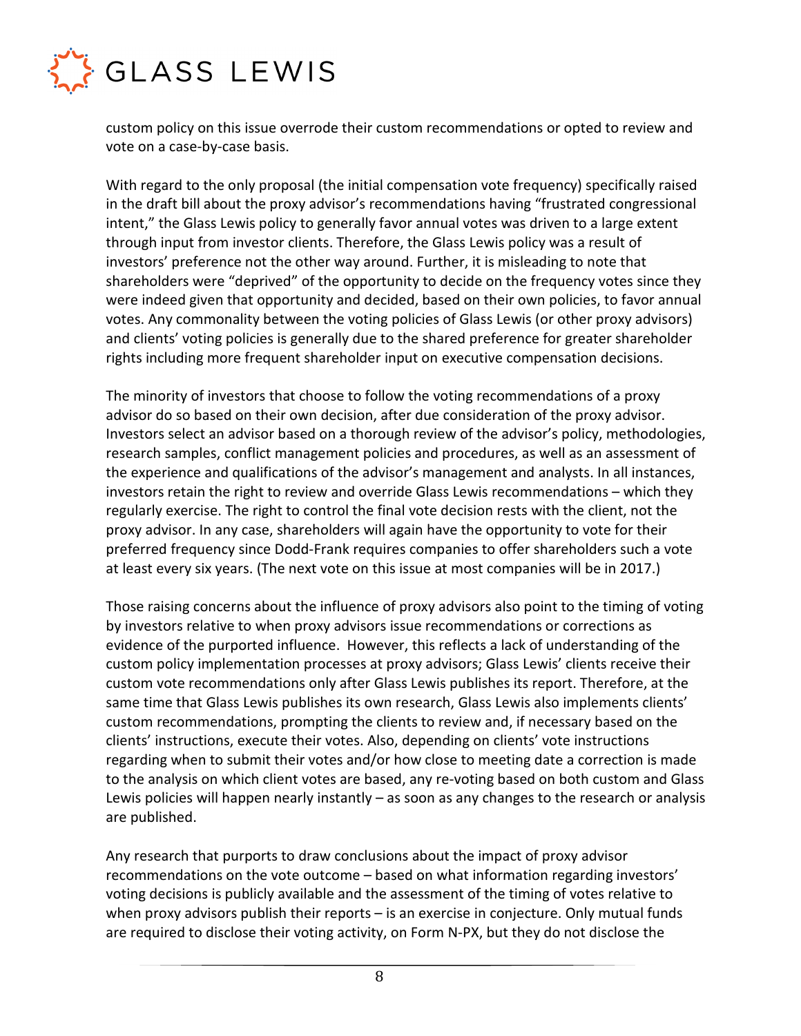custom policy on this issue overrode their custom recommendations or opted to review and vote on a case-by-case basis.

With regard to the only proposal (the initial compensation vote frequency) specifically raised in the draft bill about the proxy advisor's recommendations having "frustrated congressional intent," the Glass Lewis policy to generally favor annual votes was driven to a large extent through input from investor clients. Therefore, the Glass Lewis policy was a result of investors' preference not the other way around. Further, it is misleading to note that shareholders were "deprived" of the opportunity to decide on the frequency votes since they were indeed given that opportunity and decided, based on their own policies, to favor annual votes. Any commonality between the voting policies of Glass Lewis (or other proxy advisors) and clients' voting policies is generally due to the shared preference for greater shareholder rights including more frequent shareholder input on executive compensation decisions.

The minority of investors that choose to follow the voting recommendations of a proxy advisor do so based on their own decision, after due consideration of the proxy advisor. Investors select an advisor based on a thorough review of the advisor's policy, methodologies, research samples, conflict management policies and procedures, as well as an assessment of the experience and qualifications of the advisor's management and analysts. In all instances, investors retain the right to review and override Glass Lewis recommendations – which they regularly exercise. The right to control the final vote decision rests with the client, not the proxy advisor. In any case, shareholders will again have the opportunity to vote for their preferred frequency since Dodd-Frank requires companies to offer shareholders such a vote at least every six years. (The next vote on this issue at most companies will be in 2017.)

Those raising concerns about the influence of proxy advisors also point to the timing of voting by investors relative to when proxy advisors issue recommendations or corrections as evidence of the purported influence. However, this reflects a lack of understanding of the custom policy implementation processes at proxy advisors; Glass Lewis' clients receive their custom vote recommendations only after Glass Lewis publishes its report. Therefore, at the same time that Glass Lewis publishes its own research, Glass Lewis also implements clients' custom recommendations, prompting the clients to review and, if necessary based on the clients' instructions, execute their votes. Also, depending on clients' vote instructions regarding when to submit their votes and/or how close to meeting date a correction is made to the analysis on which client votes are based, any re-voting based on both custom and Glass Lewis policies will happen nearly instantly – as soon as any changes to the research or analysis are published.

Any research that purports to draw conclusions about the impact of proxy advisor recommendations on the vote outcome – based on what information regarding investors' voting decisions is publicly available and the assessment of the timing of votes relative to when proxy advisors publish their reports – is an exercise in conjecture. Only mutual funds are required to disclose their voting activity, on Form N-PX, but they do not disclose the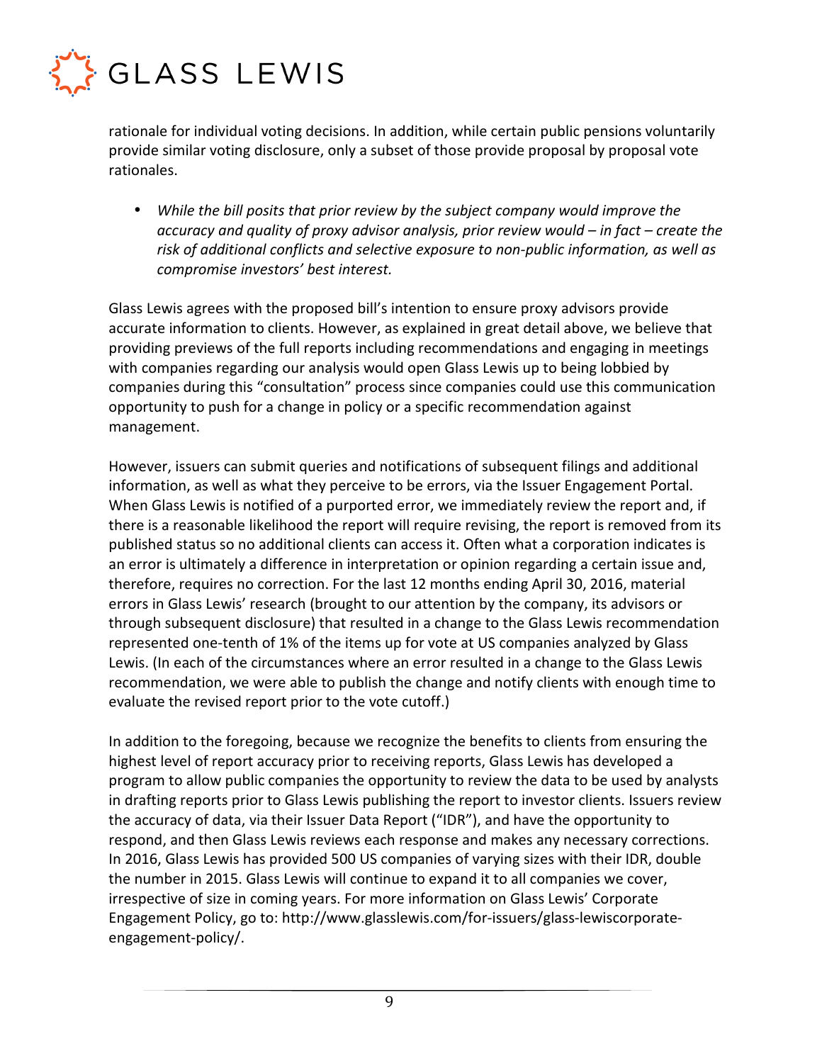rationale for individual voting decisions. In addition, while certain public pensions voluntarily provide similar voting disclosure, only a subset of those provide proposal by proposal vote rationales.

- *While the bill posits that prior review by the subject company would improve the accuracy and quality of proxy advisor analysis, prior review would – in fact – create the risk of additional conflicts and selective exposure to non-public information, as well as compromise investors' best interest.*

Glass Lewis agrees with the proposed bill's intention to ensure proxy advisors provide accurate information to clients. However, as explained in great detail above, we believe that providing previews of the full reports including recommendations and engaging in meetings with companies regarding our analysis would open Glass Lewis up to being lobbied by companies during this "consultation" process since companies could use this communication opportunity to push for a change in policy or a specific recommendation against management.

However, issuers can submit queries and notifications of subsequent filings and additional information, as well as what they perceive to be errors, via the Issuer Engagement Portal. When Glass Lewis is notified of a purported error, we immediately review the report and, if there is a reasonable likelihood the report will require revising, the report is removed from its published status so no additional clients can access it. Often what a corporation indicates is an error is ultimately a difference in interpretation or opinion regarding a certain issue and, therefore, requires no correction. For the last 12 months ending April 30, 2016, material errors in Glass Lewis' research (brought to our attention by the company, its advisors or through subsequent disclosure) that resulted in a change to the Glass Lewis recommendation represented one-tenth of 1% of the items up for vote at US companies analyzed by Glass Lewis. (In each of the circumstances where an error resulted in a change to the Glass Lewis recommendation, we were able to publish the change and notify clients with enough time to evaluate the revised report prior to the vote cutoff.)

In addition to the foregoing, because we recognize the benefits to clients from ensuring the highest level of report accuracy prior to receiving reports, Glass Lewis has developed a program to allow public companies the opportunity to review the data to be used by analysts in drafting reports prior to Glass Lewis publishing the report to investor clients. Issuers review the accuracy of data, via their Issuer Data Report ("IDR"), and have the opportunity to respond, and then Glass Lewis reviews each response and makes any necessary corrections. In 2016, Glass Lewis has provided 500 US companies of varying sizes with their IDR, double the number in 2015. Glass Lewis will continue to expand it to all companies we cover, irrespective of size in coming years. For more information on Glass Lewis' Corporate Engagement Policy, go to: http://www.glasslewis.com/for-issuers/glass-lewiscorporate-engagement-policy/.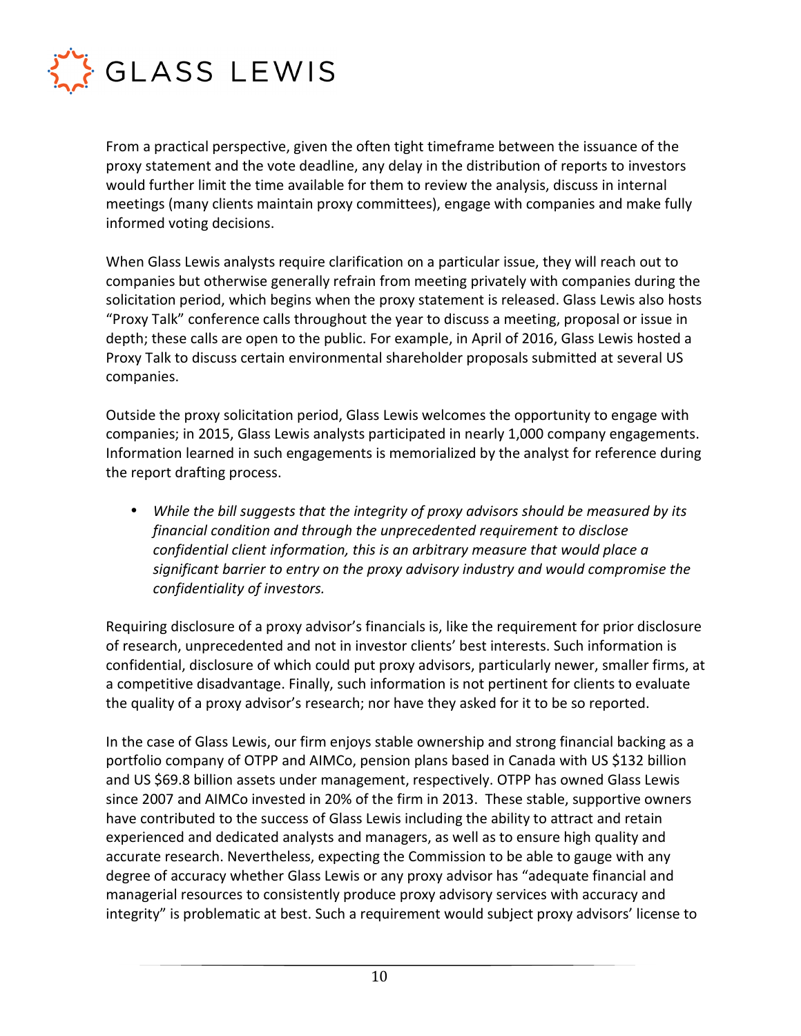From a practical perspective, given the often tight timeframe between the issuance of the proxy statement and the vote deadline, any delay in the distribution of reports to investors would further limit the time available for them to review the analysis, discuss in internal meetings (many clients maintain proxy committees), engage with companies and make fully informed voting decisions.

When Glass Lewis analysts require clarification on a particular issue, they will reach out to companies but otherwise generally refrain from meeting privately with companies during the solicitation period, which begins when the proxy statement is released. Glass Lewis also hosts "Proxy Talk" conference calls throughout the year to discuss a meeting, proposal or issue in depth; these calls are open to the public. For example, in April of 2016, Glass Lewis hosted a Proxy Talk to discuss certain environmental shareholder proposals submitted at several US companies.

Outside the proxy solicitation period, Glass Lewis welcomes the opportunity to engage with companies; in 2015, Glass Lewis analysts participated in nearly 1,000 company engagements. Information learned in such engagements is memorialized by the analyst for reference during the report drafting process.

- *While the bill suggests that the integrity of proxy advisors should be measured by its financial condition and through the unprecedented requirement to disclose confidential client information, this is an arbitrary measure that would place a significant barrier to entry on the proxy advisory industry and would compromise the confidentiality of investors.*

Requiring disclosure of a proxy advisor's financials is, like the requirement for prior disclosure of research, unprecedented and not in investor clients' best interests. Such information is confidential, disclosure of which could put proxy advisors, particularly newer, smaller firms, at a competitive disadvantage. Finally, such information is not pertinent for clients to evaluate the quality of a proxy advisor's research; nor have they asked for it to be so reported.

In the case of Glass Lewis, our firm enjoys stable ownership and strong financial backing as a portfolio company of OTPP and AIMCo, pension plans based in Canada with US $132 billion and US $69.8 billion assets under management, respectively. OTPP has owned Glass Lewis since 2007 and AIMCo invested in 20% of the firm in 2013. These stable, supportive owners have contributed to the success of Glass Lewis including the ability to attract and retain experienced and dedicated analysts and managers, as well as to ensure high quality and accurate research. Nevertheless, expecting the Commission to be able to gauge with any degree of accuracy whether Glass Lewis or any proxy advisor has "adequate financial and managerial resources to consistently produce proxy advisory services with accuracy and integrity" is problematic at best. Such a requirement would subject proxy advisors' license to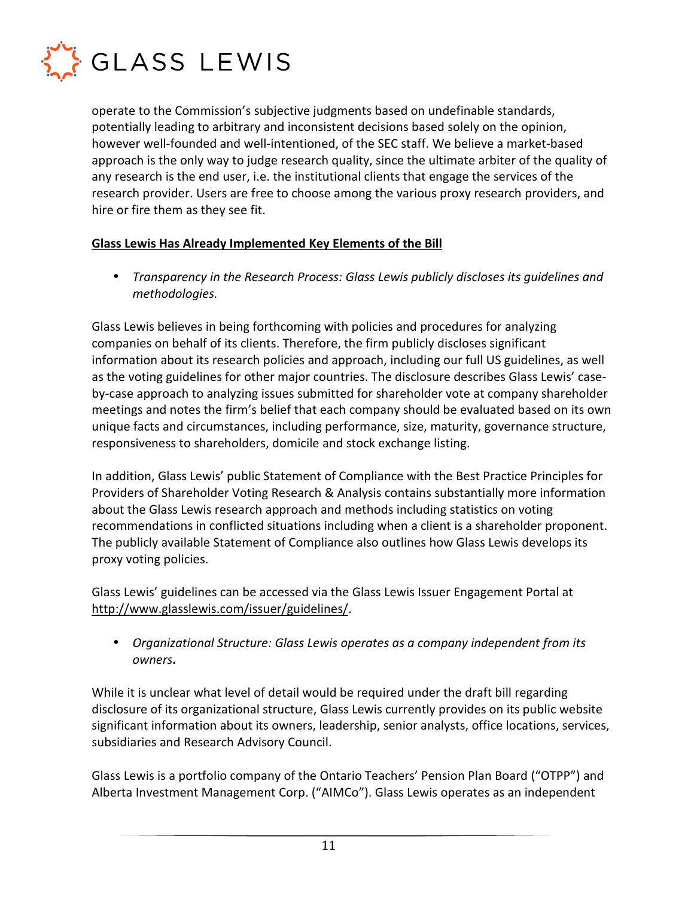operate to the Commission's subjective judgments based on undefinable standards, potentially leading to arbitrary and inconsistent decisions based solely on the opinion, however well-founded and well-intentioned, of the SEC staff. We believe a market-based approach is the only way to judge research quality, since the ultimate arbiter of the quality of any research is the end user, i.e. the institutional clients that engage the services of the research provider. Users are free to choose among the various proxy research providers, and hire or fire them as they see fit.

**<u>Glass Lewis Has Already Implemented Key Elements of the Bill</u>**

- *Transparency in the Research Process: Glass Lewis publicly discloses its guidelines and methodologies.*

Glass Lewis believes in being forthcoming with policies and procedures for analyzing companies on behalf of its clients. Therefore, the firm publicly discloses significant information about its research policies and approach, including our full US guidelines, as well as the voting guidelines for other major countries. The disclosure describes Glass Lewis' case-by-case approach to analyzing issues submitted for shareholder vote at company shareholder meetings and notes the firm's belief that each company should be evaluated based on its own unique facts and circumstances, including performance, size, maturity, governance structure, responsiveness to shareholders, domicile and stock exchange listing.

In addition, Glass Lewis' public Statement of Compliance with the Best Practice Principles for Providers of Shareholder Voting Research & Analysis contains substantially more information about the Glass Lewis research approach and methods including statistics on voting recommendations in conflicted situations including when a client is a shareholder proponent. The publicly available Statement of Compliance also outlines how Glass Lewis develops its proxy voting policies.

Glass Lewis' guidelines can be accessed via the Glass Lewis Issuer Engagement Portal at http://www.glasslewis.com/issuer/guidelines/.

- *Organizational Structure: Glass Lewis operates as a company independent from its owners***.**

While it is unclear what level of detail would be required under the draft bill regarding disclosure of its organizational structure, Glass Lewis currently provides on its public website significant information about its owners, leadership, senior analysts, office locations, services, subsidiaries and Research Advisory Council.

Glass Lewis is a portfolio company of the Ontario Teachers' Pension Plan Board ("OTPP") and Alberta Investment Management Corp. ("AIMCo"). Glass Lewis operates as an independent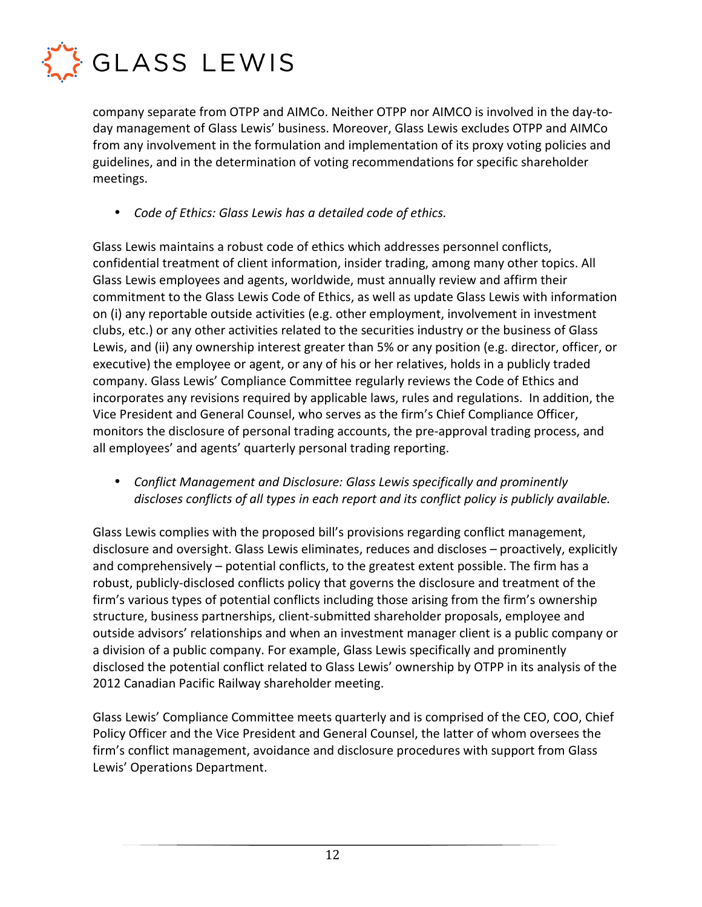company separate from OTPP and AIMCo. Neither OTPP nor AIMCO is involved in the day-to-day management of Glass Lewis' business. Moreover, Glass Lewis excludes OTPP and AIMCo from any involvement in the formulation and implementation of its proxy voting policies and guidelines, and in the determination of voting recommendations for specific shareholder meetings.

- *Code of Ethics: Glass Lewis has a detailed code of ethics.*

Glass Lewis maintains a robust code of ethics which addresses personnel conflicts, confidential treatment of client information, insider trading, among many other topics. All Glass Lewis employees and agents, worldwide, must annually review and affirm their commitment to the Glass Lewis Code of Ethics, as well as update Glass Lewis with information on (i) any reportable outside activities (e.g. other employment, involvement in investment clubs, etc.) or any other activities related to the securities industry or the business of Glass Lewis, and (ii) any ownership interest greater than 5% or any position (e.g. director, officer, or executive) the employee or agent, or any of his or her relatives, holds in a publicly traded company. Glass Lewis' Compliance Committee regularly reviews the Code of Ethics and incorporates any revisions required by applicable laws, rules and regulations. In addition, the Vice President and General Counsel, who serves as the firm's Chief Compliance Officer, monitors the disclosure of personal trading accounts, the pre-approval trading process, and all employees' and agents' quarterly personal trading reporting.

- *Conflict Management and Disclosure: Glass Lewis specifically and prominently discloses conflicts of all types in each report and its conflict policy is publicly available.*

Glass Lewis complies with the proposed bill's provisions regarding conflict management, disclosure and oversight. Glass Lewis eliminates, reduces and discloses – proactively, explicitly and comprehensively – potential conflicts, to the greatest extent possible. The firm has a robust, publicly-disclosed conflicts policy that governs the disclosure and treatment of the firm's various types of potential conflicts including those arising from the firm's ownership structure, business partnerships, client-submitted shareholder proposals, employee and outside advisors' relationships and when an investment manager client is a public company or a division of a public company. For example, Glass Lewis specifically and prominently disclosed the potential conflict related to Glass Lewis' ownership by OTPP in its analysis of the 2012 Canadian Pacific Railway shareholder meeting.

Glass Lewis' Compliance Committee meets quarterly and is comprised of the CEO, COO, Chief Policy Officer and the Vice President and General Counsel, the latter of whom oversees the firm's conflict management, avoidance and disclosure procedures with support from Glass Lewis' Operations Department.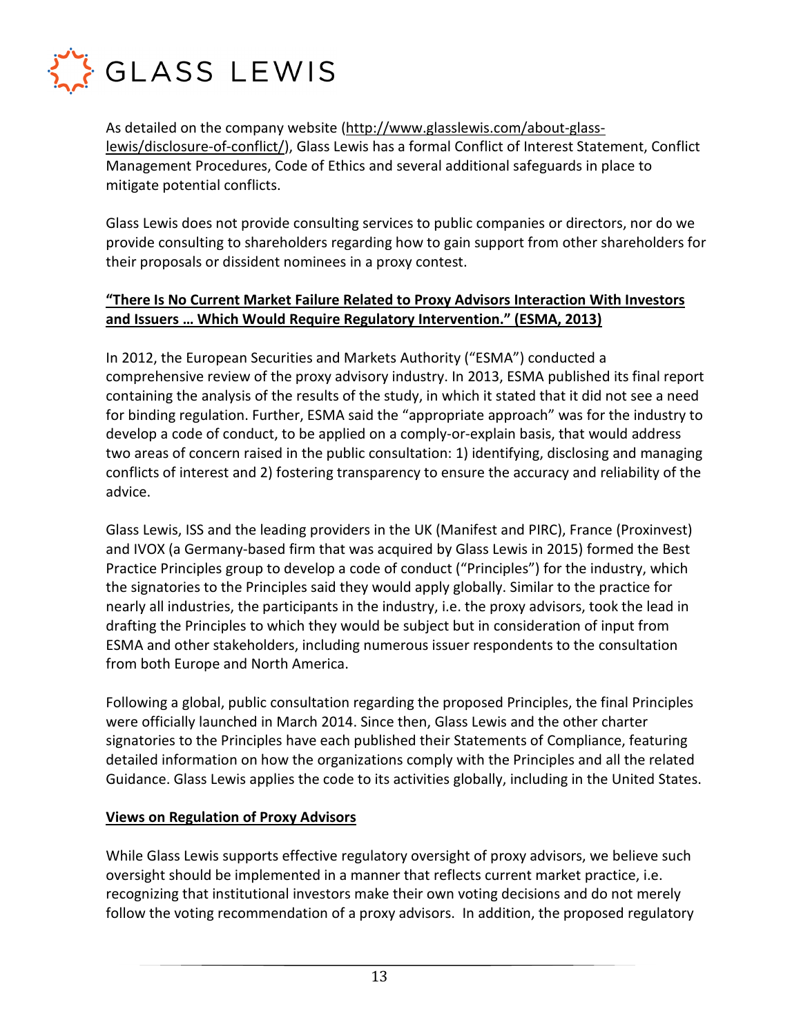As detailed on the company website (http://www.glasslewis.com/about-glass-lewis/disclosure-of-conflict/), Glass Lewis has a formal Conflict of Interest Statement, Conflict Management Procedures, Code of Ethics and several additional safeguards in place to mitigate potential conflicts.

Glass Lewis does not provide consulting services to public companies or directors, nor do we provide consulting to shareholders regarding how to gain support from other shareholders for their proposals or dissident nominees in a proxy contest.

**"There Is No Current Market Failure Related to Proxy Advisors Interaction With Investors and Issuers … Which Would Require Regulatory Intervention." (ESMA, 2013)**

In 2012, the European Securities and Markets Authority ("ESMA") conducted a comprehensive review of the proxy advisory industry. In 2013, ESMA published its final report containing the analysis of the results of the study, in which it stated that it did not see a need for binding regulation. Further, ESMA said the "appropriate approach" was for the industry to develop a code of conduct, to be applied on a comply-or-explain basis, that would address two areas of concern raised in the public consultation: 1) identifying, disclosing and managing conflicts of interest and 2) fostering transparency to ensure the accuracy and reliability of the advice.

Glass Lewis, ISS and the leading providers in the UK (Manifest and PIRC), France (Proxinvest) and IVOX (a Germany-based firm that was acquired by Glass Lewis in 2015) formed the Best Practice Principles group to develop a code of conduct ("Principles") for the industry, which the signatories to the Principles said they would apply globally. Similar to the practice for nearly all industries, the participants in the industry, i.e. the proxy advisors, took the lead in drafting the Principles to which they would be subject but in consideration of input from ESMA and other stakeholders, including numerous issuer respondents to the consultation from both Europe and North America.

Following a global, public consultation regarding the proposed Principles, the final Principles were officially launched in March 2014. Since then, Glass Lewis and the other charter signatories to the Principles have each published their Statements of Compliance, featuring detailed information on how the organizations comply with the Principles and all the related Guidance. Glass Lewis applies the code to its activities globally, including in the United States.

**Views on Regulation of Proxy Advisors**

While Glass Lewis supports effective regulatory oversight of proxy advisors, we believe such oversight should be implemented in a manner that reflects current market practice, i.e. recognizing that institutional investors make their own voting decisions and do not merely follow the voting recommendation of a proxy advisors. In addition, the proposed regulatory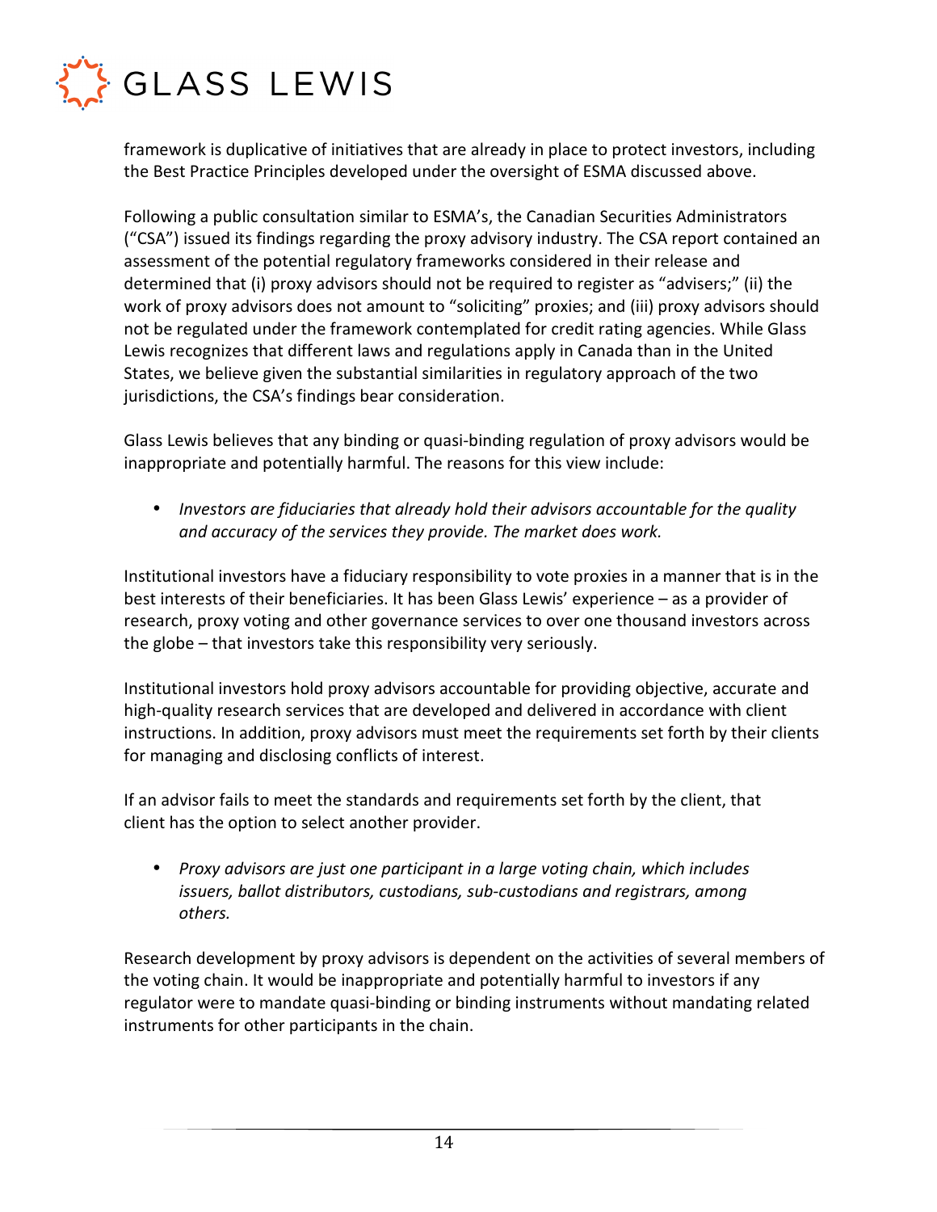framework is duplicative of initiatives that are already in place to protect investors, including the Best Practice Principles developed under the oversight of ESMA discussed above.

Following a public consultation similar to ESMA's, the Canadian Securities Administrators ("CSA") issued its findings regarding the proxy advisory industry. The CSA report contained an assessment of the potential regulatory frameworks considered in their release and determined that (i) proxy advisors should not be required to register as "advisers;" (ii) the work of proxy advisors does not amount to "soliciting" proxies; and (iii) proxy advisors should not be regulated under the framework contemplated for credit rating agencies. While Glass Lewis recognizes that different laws and regulations apply in Canada than in the United States, we believe given the substantial similarities in regulatory approach of the two jurisdictions, the CSA's findings bear consideration.

Glass Lewis believes that any binding or quasi-binding regulation of proxy advisors would be inappropriate and potentially harmful. The reasons for this view include:

- *Investors are fiduciaries that already hold their advisors accountable for the quality and accuracy of the services they provide. The market does work.*

Institutional investors have a fiduciary responsibility to vote proxies in a manner that is in the best interests of their beneficiaries. It has been Glass Lewis' experience – as a provider of research, proxy voting and other governance services to over one thousand investors across the globe – that investors take this responsibility very seriously.

Institutional investors hold proxy advisors accountable for providing objective, accurate and high-quality research services that are developed and delivered in accordance with client instructions. In addition, proxy advisors must meet the requirements set forth by their clients for managing and disclosing conflicts of interest.

If an advisor fails to meet the standards and requirements set forth by the client, that client has the option to select another provider.

- *Proxy advisors are just one participant in a large voting chain, which includes issuers, ballot distributors, custodians, sub-custodians and registrars, among others.*

Research development by proxy advisors is dependent on the activities of several members of the voting chain. It would be inappropriate and potentially harmful to investors if any regulator were to mandate quasi-binding or binding instruments without mandating related instruments for other participants in the chain.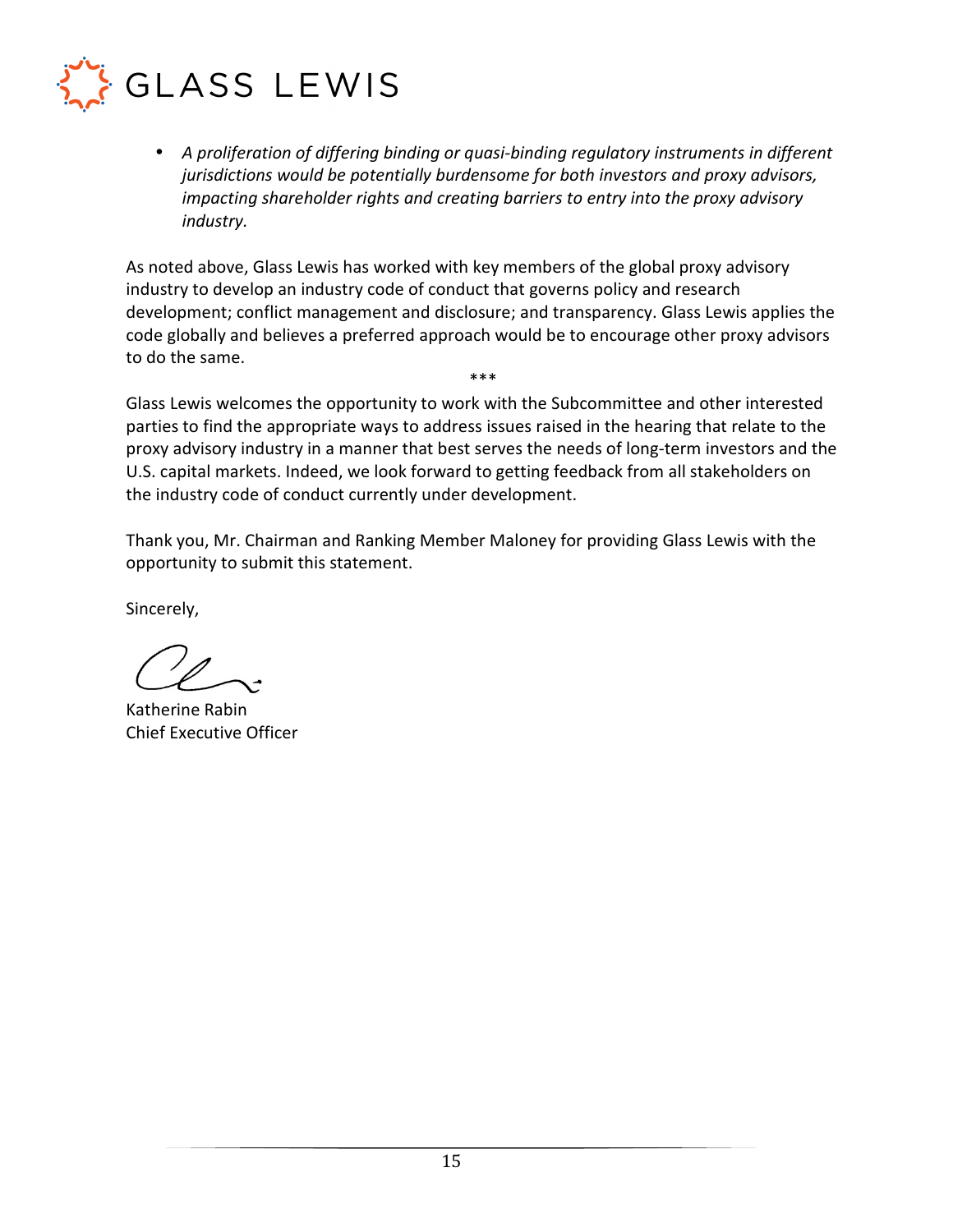- *A proliferation of differing binding or quasi-binding regulatory instruments in different jurisdictions would be potentially burdensome for both investors and proxy advisors, impacting shareholder rights and creating barriers to entry into the proxy advisory industry.*

As noted above, Glass Lewis has worked with key members of the global proxy advisory industry to develop an industry code of conduct that governs policy and research development; conflict management and disclosure; and transparency. Glass Lewis applies the code globally and believes a preferred approach would be to encourage other proxy advisors to do the same.

***

Glass Lewis welcomes the opportunity to work with the Subcommittee and other interested parties to find the appropriate ways to address issues raised in the hearing that relate to the proxy advisory industry in a manner that best serves the needs of long-term investors and the U.S. capital markets. Indeed, we look forward to getting feedback from all stakeholders on the industry code of conduct currently under development.

Thank you, Mr. Chairman and Ranking Member Maloney for providing Glass Lewis with the opportunity to submit this statement.

Sincerely,

Katherine Rabin
Chief Executive Officer